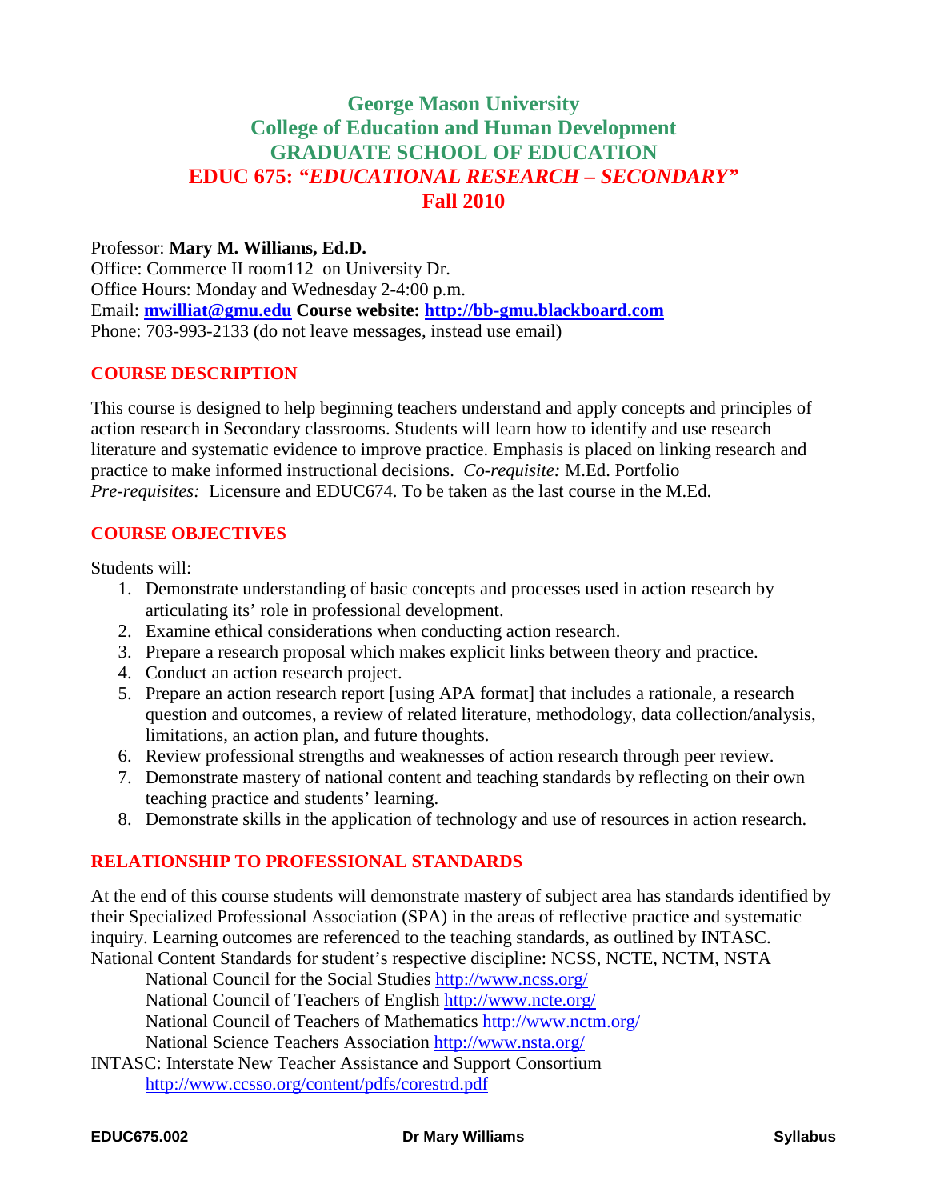# George Mason University
# College of Education and Human Development
# GRADUATE SCHOOL OF EDUCATION
# EDUC 675: *"EDUCATIONAL RESEARCH – SECONDARY"*
# Fall 2010

Professor: **Mary M. Williams, Ed.D.**
Office: Commerce II room112 on University Dr.
Office Hours: Monday and Wednesday 2-4:00 p.m.
Email: **mwilliat@gmu.edu** **Course website: http://bb-gmu.blackboard.com**
Phone: 703-993-2133 (do not leave messages, instead use email)

## COURSE DESCRIPTION

This course is designed to help beginning teachers understand and apply concepts and principles of action research in Secondary classrooms. Students will learn how to identify and use research literature and systematic evidence to improve practice. Emphasis is placed on linking research and practice to make informed instructional decisions. *Co-requisite:* M.Ed. Portfolio
*Pre-requisites:* Licensure and EDUC674. To be taken as the last course in the M.Ed.

## COURSE OBJECTIVES

Students will:

1. Demonstrate understanding of basic concepts and processes used in action research by articulating its' role in professional development.
2. Examine ethical considerations when conducting action research.
3. Prepare a research proposal which makes explicit links between theory and practice.
4. Conduct an action research project.
5. Prepare an action research report [using APA format] that includes a rationale, a research question and outcomes, a review of related literature, methodology, data collection/analysis, limitations, an action plan, and future thoughts.
6. Review professional strengths and weaknesses of action research through peer review.
7. Demonstrate mastery of national content and teaching standards by reflecting on their own teaching practice and students' learning.
8. Demonstrate skills in the application of technology and use of resources in action research.

## RELATIONSHIP TO PROFESSIONAL STANDARDS

At the end of this course students will demonstrate mastery of subject area has standards identified by their Specialized Professional Association (SPA) in the areas of reflective practice and systematic inquiry. Learning outcomes are referenced to the teaching standards, as outlined by INTASC.
National Content Standards for student's respective discipline: NCSS, NCTE, NCTM, NSTA

- National Council for the Social Studies http://www.ncss.org/
- National Council of Teachers of English http://www.ncte.org/
- National Council of Teachers of Mathematics http://www.nctm.org/
- National Science Teachers Association http://www.nsta.org/

INTASC: Interstate New Teacher Assistance and Support Consortium
- http://www.ccsso.org/content/pdfs/corestrd.pdf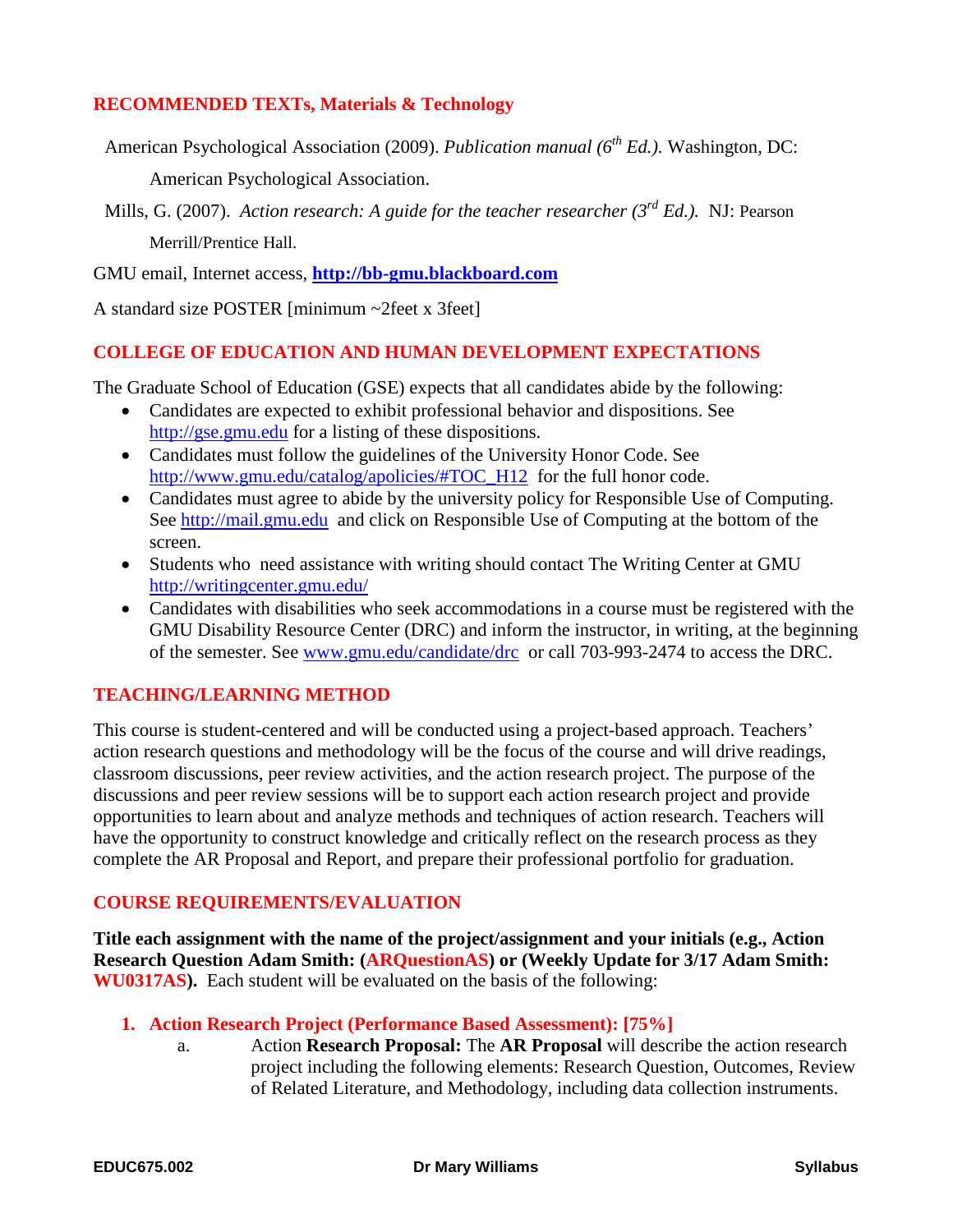## RECOMMENDED TEXTs, Materials & Technology

American Psychological Association (2009). *Publication manual (6th Ed.)*. Washington, DC: American Psychological Association.

Mills, G. (2007). *Action research: A guide for the teacher researcher (3rd Ed.).* NJ: Pearson Merrill/Prentice Hall.

GMU email, Internet access, **http://bb-gmu.blackboard.com**

A standard size POSTER [minimum ~2feet x 3feet]

## COLLEGE OF EDUCATION AND HUMAN DEVELOPMENT EXPECTATIONS

The Graduate School of Education (GSE) expects that all candidates abide by the following:

- Candidates are expected to exhibit professional behavior and dispositions. See http://gse.gmu.edu for a listing of these dispositions.
- Candidates must follow the guidelines of the University Honor Code. See http://www.gmu.edu/catalog/apolicies/#TOC_H12 for the full honor code.
- Candidates must agree to abide by the university policy for Responsible Use of Computing. See http://mail.gmu.edu and click on Responsible Use of Computing at the bottom of the screen.
- Students who need assistance with writing should contact The Writing Center at GMU http://writingcenter.gmu.edu/
- Candidates with disabilities who seek accommodations in a course must be registered with the GMU Disability Resource Center (DRC) and inform the instructor, in writing, at the beginning of the semester. See www.gmu.edu/candidate/drc or call 703-993-2474 to access the DRC.

## TEACHING/LEARNING METHOD

This course is student-centered and will be conducted using a project-based approach. Teachers' action research questions and methodology will be the focus of the course and will drive readings, classroom discussions, peer review activities, and the action research project. The purpose of the discussions and peer review sessions will be to support each action research project and provide opportunities to learn about and analyze methods and techniques of action research. Teachers will have the opportunity to construct knowledge and critically reflect on the research process as they complete the AR Proposal and Report, and prepare their professional portfolio for graduation.

## COURSE REQUIREMENTS/EVALUATION

**Title each assignment with the name of the project/assignment and your initials (e.g., Action Research Question Adam Smith: (ARQuestionAS) or (Weekly Update for 3/17 Adam Smith: WU0317AS).** Each student will be evaluated on the basis of the following:

1. **Action Research Project (Performance Based Assessment): [75%]**
   a. Action **Research Proposal:** The **AR Proposal** will describe the action research project including the following elements: Research Question, Outcomes, Review of Related Literature, and Methodology, including data collection instruments.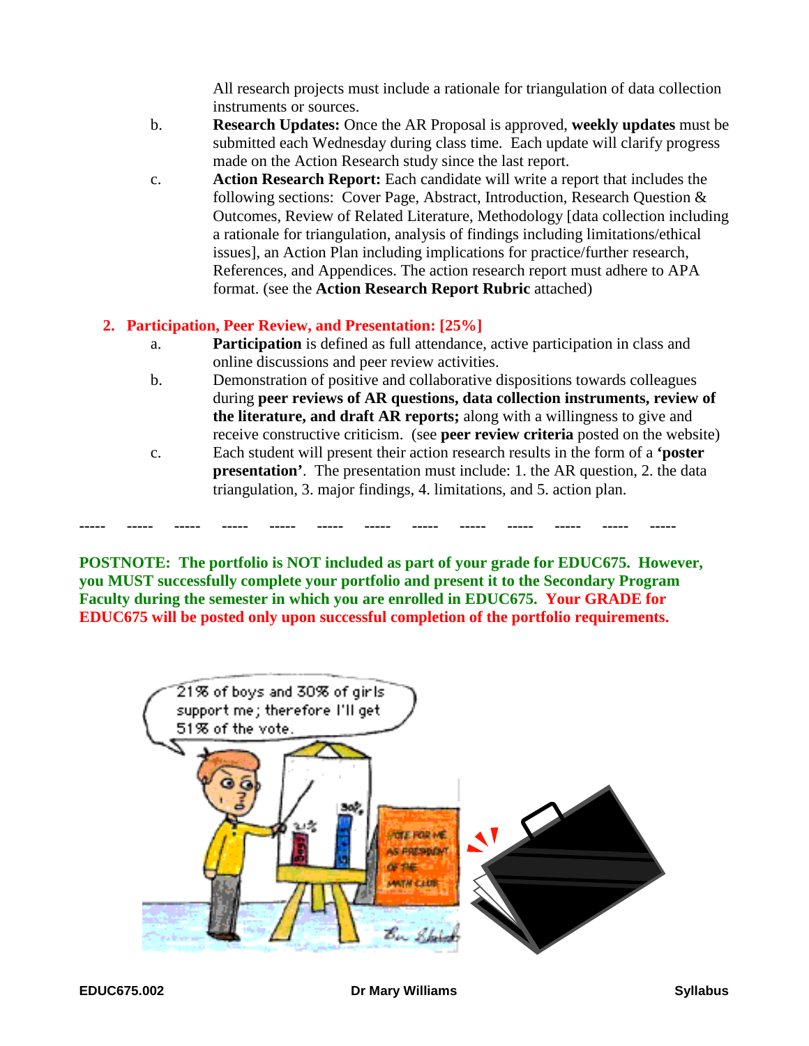All research projects must include a rationale for triangulation of data collection instruments or sources.

b. **Research Updates:** Once the AR Proposal is approved, **weekly updates** must be submitted each Wednesday during class time. Each update will clarify progress made on the Action Research study since the last report.

c. **Action Research Report:** Each candidate will write a report that includes the following sections: Cover Page, Abstract, Introduction, Research Question & Outcomes, Review of Related Literature, Methodology [data collection including a rationale for triangulation, analysis of findings including limitations/ethical issues], an Action Plan including implications for practice/further research, References, and Appendices. The action research report must adhere to APA format. (see the **Action Research Report Rubric** attached)

**2. Participation, Peer Review, and Presentation: [25%]**

a. **Participation** is defined as full attendance, active participation in class and online discussions and peer review activities.

b. Demonstration of positive and collaborative dispositions towards colleagues during **peer reviews of AR questions, data collection instruments, review of the literature, and draft AR reports;** along with a willingness to give and receive constructive criticism. (see **peer review criteria** posted on the website)

c. Each student will present their action research results in the form of a **'poster presentation'**. The presentation must include: 1. the AR question, 2. the data triangulation, 3. major findings, 4. limitations, and 5. action plan.

----- ----- ----- ----- ----- ----- ----- ----- ----- ----- ----- ----- -----

**POSTNOTE: The portfolio is NOT included as part of your grade for EDUC675. However, you MUST successfully complete your portfolio and present it to the Secondary Program Faculty during the semester in which you are enrolled in EDUC675. Your GRADE for EDUC675 will be posted only upon successful completion of the portfolio requirements.**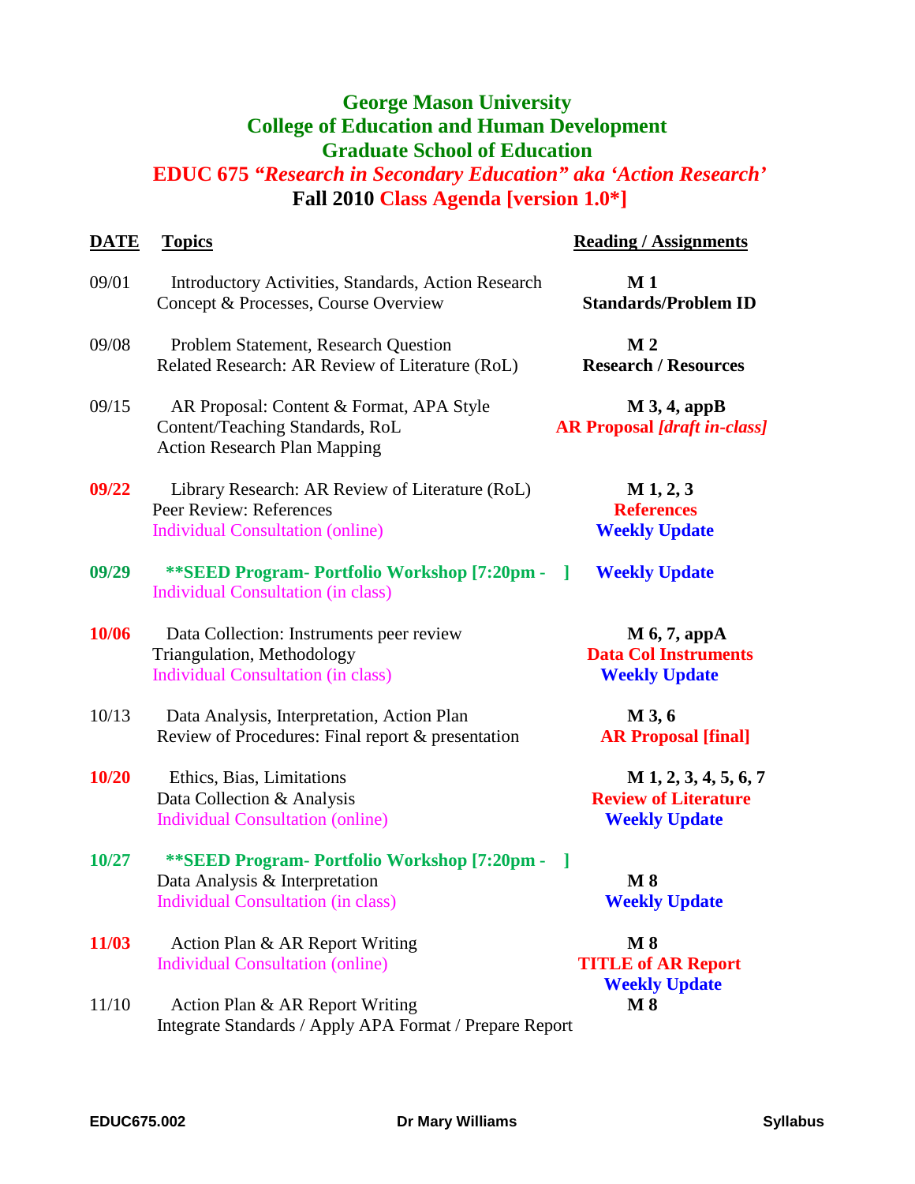# George Mason University
## College of Education and Human Development
## Graduate School of Education
## EDUC 675 *"Research in Secondary Education" aka 'Action Research'*
## Fall 2010 Class Agenda [version 1.0*]

| DATE | Topics | Reading / Assignments |
|---|---|---|
| 09/01 | Introductory Activities, Standards, Action Research Concept & Processes, Course Overview | **M 1**<br>**Standards/Problem ID** |
| 09/08 | Problem Statement, Research Question<br>Related Research: AR Review of Literature (RoL) | **M 2**<br>**Research / Resources** |
| 09/15 | AR Proposal: Content & Format, APA Style<br>Content/Teaching Standards, RoL<br>Action Research Plan Mapping | **M 3, 4, appB**<br>**AR Proposal *[draft in-class]*** |
| **09/22** | Library Research: AR Review of Literature (RoL)<br>Peer Review: References<br>Individual Consultation (online) | **M 1, 2, 3**<br>**References**<br>**Weekly Update** |
| **09/29** | **\*\*SEED Program- Portfolio Workshop [7:20pm - ]**<br>Individual Consultation (in class) | **Weekly Update** |
| **10/06** | Data Collection: Instruments peer review<br>Triangulation, Methodology<br>Individual Consultation (in class) | **M 6, 7, appA**<br>**Data Col Instruments**<br>**Weekly Update** |
| 10/13 | Data Analysis, Interpretation, Action Plan<br>Review of Procedures: Final report & presentation | **M 3, 6**<br>**AR Proposal [final]** |
| **10/20** | Ethics, Bias, Limitations<br>Data Collection & Analysis<br>Individual Consultation (online) | **M 1, 2, 3, 4, 5, 6, 7**<br>**Review of Literature**<br>**Weekly Update** |
| **10/27** | **\*\*SEED Program- Portfolio Workshop [7:20pm - ]**<br>Data Analysis & Interpretation<br>Individual Consultation (in class) | **M 8**<br>**Weekly Update** |
| **11/03** | Action Plan & AR Report Writing<br>Individual Consultation (online) | **M 8**<br>**TITLE of AR Report**<br>**Weekly Update** |
| 11/10 | Action Plan & AR Report Writing<br>Integrate Standards / Apply APA Format / Prepare Report | **M 8** |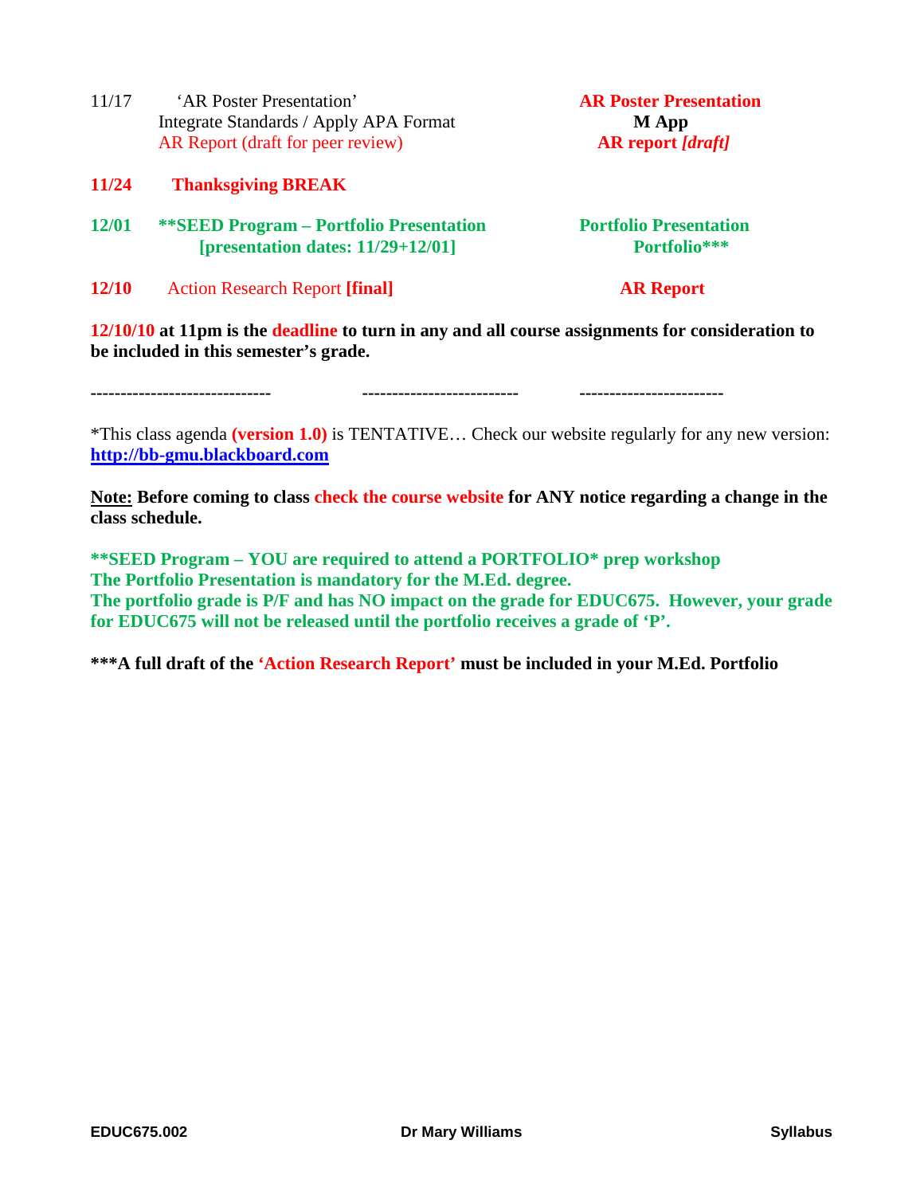| | | |
|---|---|---|
| 11/17 | 'AR Poster Presentation'<br>Integrate Standards / Apply APA Format<br>AR Report (draft for peer review) | **AR Poster Presentation**<br>**M App**<br>**AR report *[draft]*** |
| **11/24** | **Thanksgiving BREAK** | |
| **12/01** | **\*\*SEED Program – Portfolio Presentation**<br>**[presentation dates: 11/29+12/01]** | **Portfolio Presentation**<br>**Portfolio\*\*\*** |
| **12/10** | Action Research Report **[final]** | **AR Report** |

**12/10/10 at 11pm is the deadline to turn in any and all course assignments for consideration to be included in this semester's grade.**

------------------------------ ------------------------- ------------------------

*This class agenda **(version 1.0)** is TENTATIVE… Check our website regularly for any new version: **http://bb-gmu.blackboard.com**

**Note:** **Before coming to class check the course website for ANY notice regarding a change in the class schedule.**

**\*\*SEED Program – YOU are required to attend a PORTFOLIO\* prep workshop**
**The Portfolio Presentation is mandatory for the M.Ed. degree.**
**The portfolio grade is P/F and has NO impact on the grade for EDUC675. However, your grade for EDUC675 will not be released until the portfolio receives a grade of 'P'.**

**\*\*\*A full draft of the 'Action Research Report' must be included in your M.Ed. Portfolio**